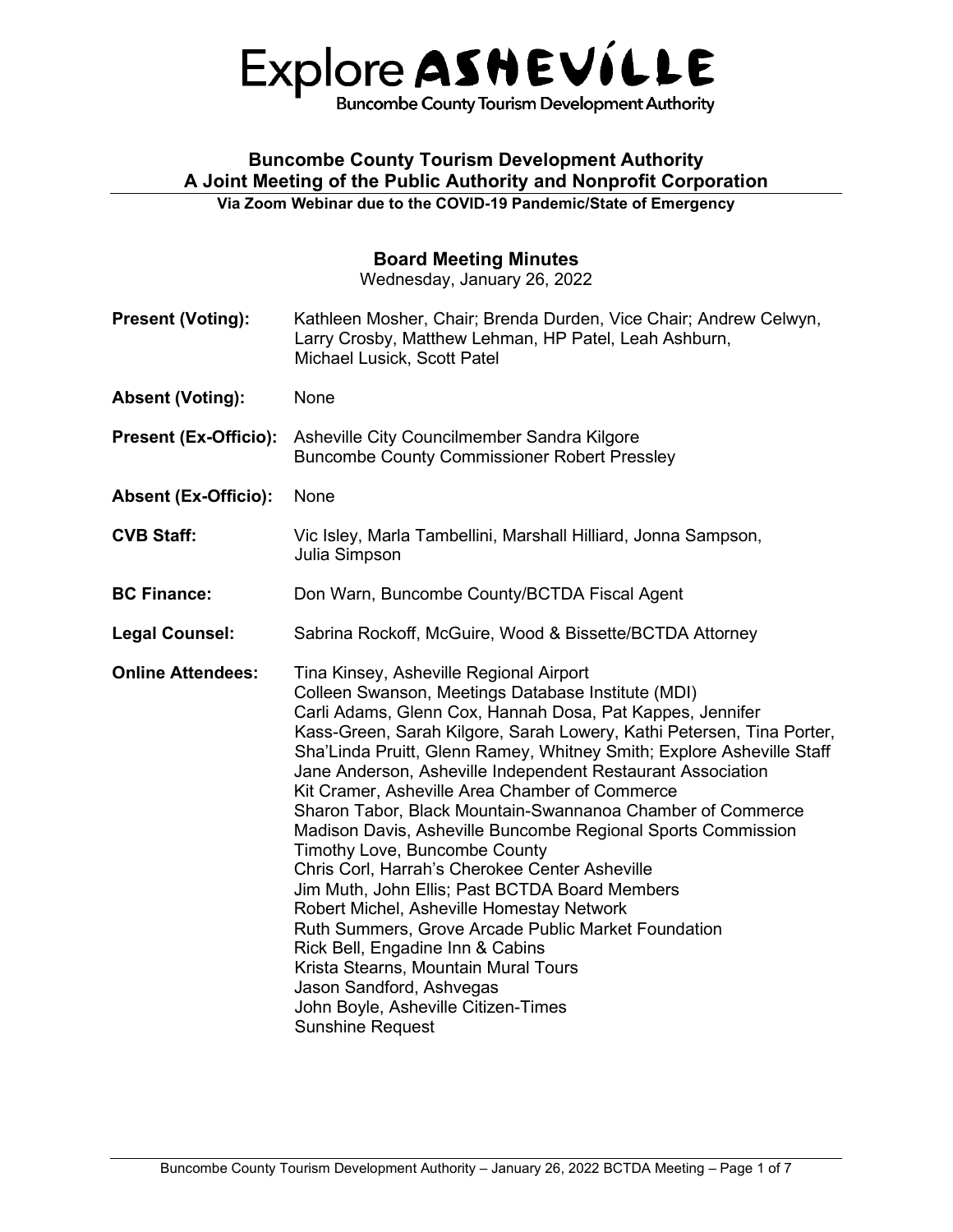# Explore ASHEVILLE

Buncombe County Tourism Development Authority

## Buncombe County Tourism Development Authority
## A Joint Meeting of the Public Authority and Nonprofit Corporation

**Via Zoom Webinar due to the COVID-19 Pandemic/State of Emergency**

### Board Meeting Minutes

Wednesday, January 26, 2022

**Present (Voting):** Kathleen Mosher, Chair; Brenda Durden, Vice Chair; Andrew Celwyn, Larry Crosby, Matthew Lehman, HP Patel, Leah Ashburn, Michael Lusick, Scott Patel

**Absent (Voting):** None

**Present (Ex-Officio):** Asheville City Councilmember Sandra Kilgore
Buncombe County Commissioner Robert Pressley

**Absent (Ex-Officio):** None

**CVB Staff:** Vic Isley, Marla Tambellini, Marshall Hilliard, Jonna Sampson, Julia Simpson

**BC Finance:** Don Warn, Buncombe County/BCTDA Fiscal Agent

**Legal Counsel:** Sabrina Rockoff, McGuire, Wood & Bissette/BCTDA Attorney

**Online Attendees:**
Tina Kinsey, Asheville Regional Airport
Colleen Swanson, Meetings Database Institute (MDI)
Carli Adams, Glenn Cox, Hannah Dosa, Pat Kappes, Jennifer Kass-Green, Sarah Kilgore, Sarah Lowery, Kathi Petersen, Tina Porter, Sha'Linda Pruitt, Glenn Ramey, Whitney Smith; Explore Asheville Staff
Jane Anderson, Asheville Independent Restaurant Association
Kit Cramer, Asheville Area Chamber of Commerce
Sharon Tabor, Black Mountain-Swannanoa Chamber of Commerce
Madison Davis, Asheville Buncombe Regional Sports Commission
Timothy Love, Buncombe County
Chris Corl, Harrah's Cherokee Center Asheville
Jim Muth, John Ellis; Past BCTDA Board Members
Robert Michel, Asheville Homestay Network
Ruth Summers, Grove Arcade Public Market Foundation
Rick Bell, Engadine Inn & Cabins
Krista Stearns, Mountain Mural Tours
Jason Sandford, Ashvegas
John Boyle, Asheville Citizen-Times
Sunshine Request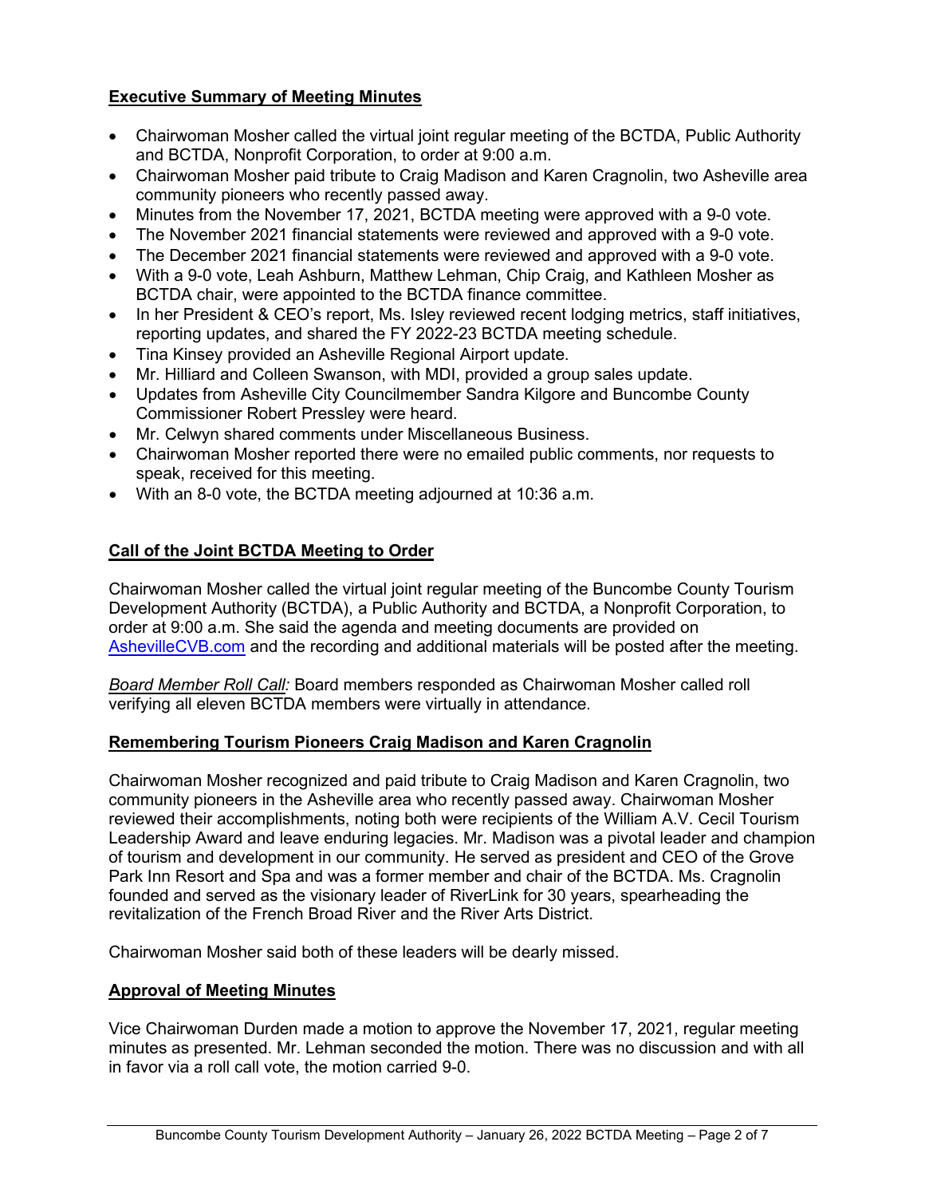## Executive Summary of Meeting Minutes

- Chairwoman Mosher called the virtual joint regular meeting of the BCTDA, Public Authority and BCTDA, Nonprofit Corporation, to order at 9:00 a.m.
- Chairwoman Mosher paid tribute to Craig Madison and Karen Cragnolin, two Asheville area community pioneers who recently passed away.
- Minutes from the November 17, 2021, BCTDA meeting were approved with a 9-0 vote.
- The November 2021 financial statements were reviewed and approved with a 9-0 vote.
- The December 2021 financial statements were reviewed and approved with a 9-0 vote.
- With a 9-0 vote, Leah Ashburn, Matthew Lehman, Chip Craig, and Kathleen Mosher as BCTDA chair, were appointed to the BCTDA finance committee.
- In her President & CEO's report, Ms. Isley reviewed recent lodging metrics, staff initiatives, reporting updates, and shared the FY 2022-23 BCTDA meeting schedule.
- Tina Kinsey provided an Asheville Regional Airport update.
- Mr. Hilliard and Colleen Swanson, with MDI, provided a group sales update.
- Updates from Asheville City Councilmember Sandra Kilgore and Buncombe County Commissioner Robert Pressley were heard.
- Mr. Celwyn shared comments under Miscellaneous Business.
- Chairwoman Mosher reported there were no emailed public comments, nor requests to speak, received for this meeting.
- With an 8-0 vote, the BCTDA meeting adjourned at 10:36 a.m.

## Call of the Joint BCTDA Meeting to Order

Chairwoman Mosher called the virtual joint regular meeting of the Buncombe County Tourism Development Authority (BCTDA), a Public Authority and BCTDA, a Nonprofit Corporation, to order at 9:00 a.m. She said the agenda and meeting documents are provided on AshevilleCVB.com and the recording and additional materials will be posted after the meeting.

*Board Member Roll Call:* Board members responded as Chairwoman Mosher called roll verifying all eleven BCTDA members were virtually in attendance.

## Remembering Tourism Pioneers Craig Madison and Karen Cragnolin

Chairwoman Mosher recognized and paid tribute to Craig Madison and Karen Cragnolin, two community pioneers in the Asheville area who recently passed away. Chairwoman Mosher reviewed their accomplishments, noting both were recipients of the William A.V. Cecil Tourism Leadership Award and leave enduring legacies. Mr. Madison was a pivotal leader and champion of tourism and development in our community. He served as president and CEO of the Grove Park Inn Resort and Spa and was a former member and chair of the BCTDA. Ms. Cragnolin founded and served as the visionary leader of RiverLink for 30 years, spearheading the revitalization of the French Broad River and the River Arts District.

Chairwoman Mosher said both of these leaders will be dearly missed.

## Approval of Meeting Minutes

Vice Chairwoman Durden made a motion to approve the November 17, 2021, regular meeting minutes as presented. Mr. Lehman seconded the motion. There was no discussion and with all in favor via a roll call vote, the motion carried 9-0.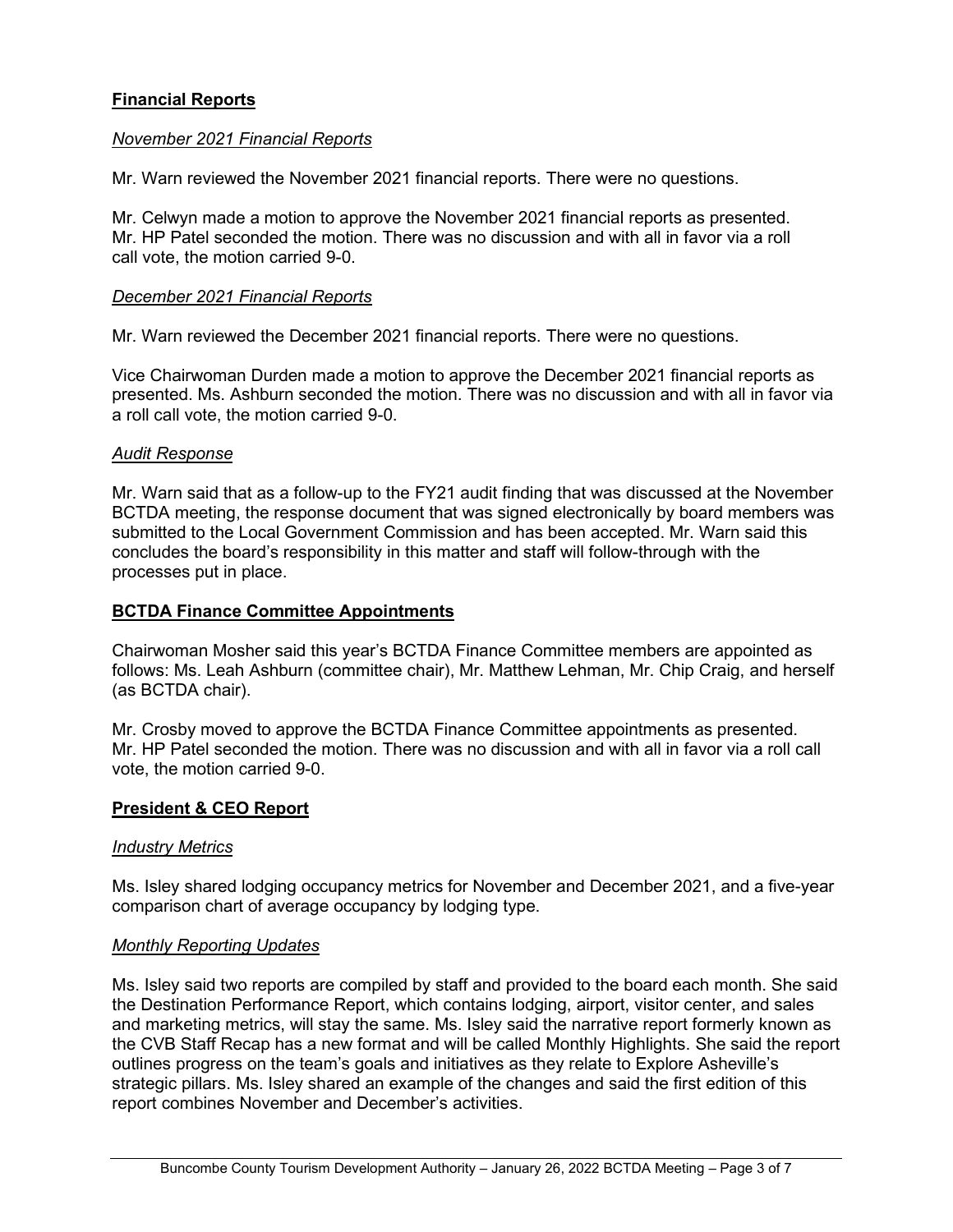## **Financial Reports**

### *November 2021 Financial Reports*

Mr. Warn reviewed the November 2021 financial reports. There were no questions.

Mr. Celwyn made a motion to approve the November 2021 financial reports as presented. Mr. HP Patel seconded the motion. There was no discussion and with all in favor via a roll call vote, the motion carried 9-0.

### *December 2021 Financial Reports*

Mr. Warn reviewed the December 2021 financial reports. There were no questions.

Vice Chairwoman Durden made a motion to approve the December 2021 financial reports as presented. Ms. Ashburn seconded the motion. There was no discussion and with all in favor via a roll call vote, the motion carried 9-0.

### *Audit Response*

Mr. Warn said that as a follow-up to the FY21 audit finding that was discussed at the November BCTDA meeting, the response document that was signed electronically by board members was submitted to the Local Government Commission and has been accepted. Mr. Warn said this concludes the board's responsibility in this matter and staff will follow-through with the processes put in place.

## **BCTDA Finance Committee Appointments**

Chairwoman Mosher said this year's BCTDA Finance Committee members are appointed as follows: Ms. Leah Ashburn (committee chair), Mr. Matthew Lehman, Mr. Chip Craig, and herself (as BCTDA chair).

Mr. Crosby moved to approve the BCTDA Finance Committee appointments as presented. Mr. HP Patel seconded the motion. There was no discussion and with all in favor via a roll call vote, the motion carried 9-0.

## **President & CEO Report**

### *Industry Metrics*

Ms. Isley shared lodging occupancy metrics for November and December 2021, and a five-year comparison chart of average occupancy by lodging type.

### *Monthly Reporting Updates*

Ms. Isley said two reports are compiled by staff and provided to the board each month. She said the Destination Performance Report, which contains lodging, airport, visitor center, and sales and marketing metrics, will stay the same. Ms. Isley said the narrative report formerly known as the CVB Staff Recap has a new format and will be called Monthly Highlights. She said the report outlines progress on the team's goals and initiatives as they relate to Explore Asheville's strategic pillars. Ms. Isley shared an example of the changes and said the first edition of this report combines November and December's activities.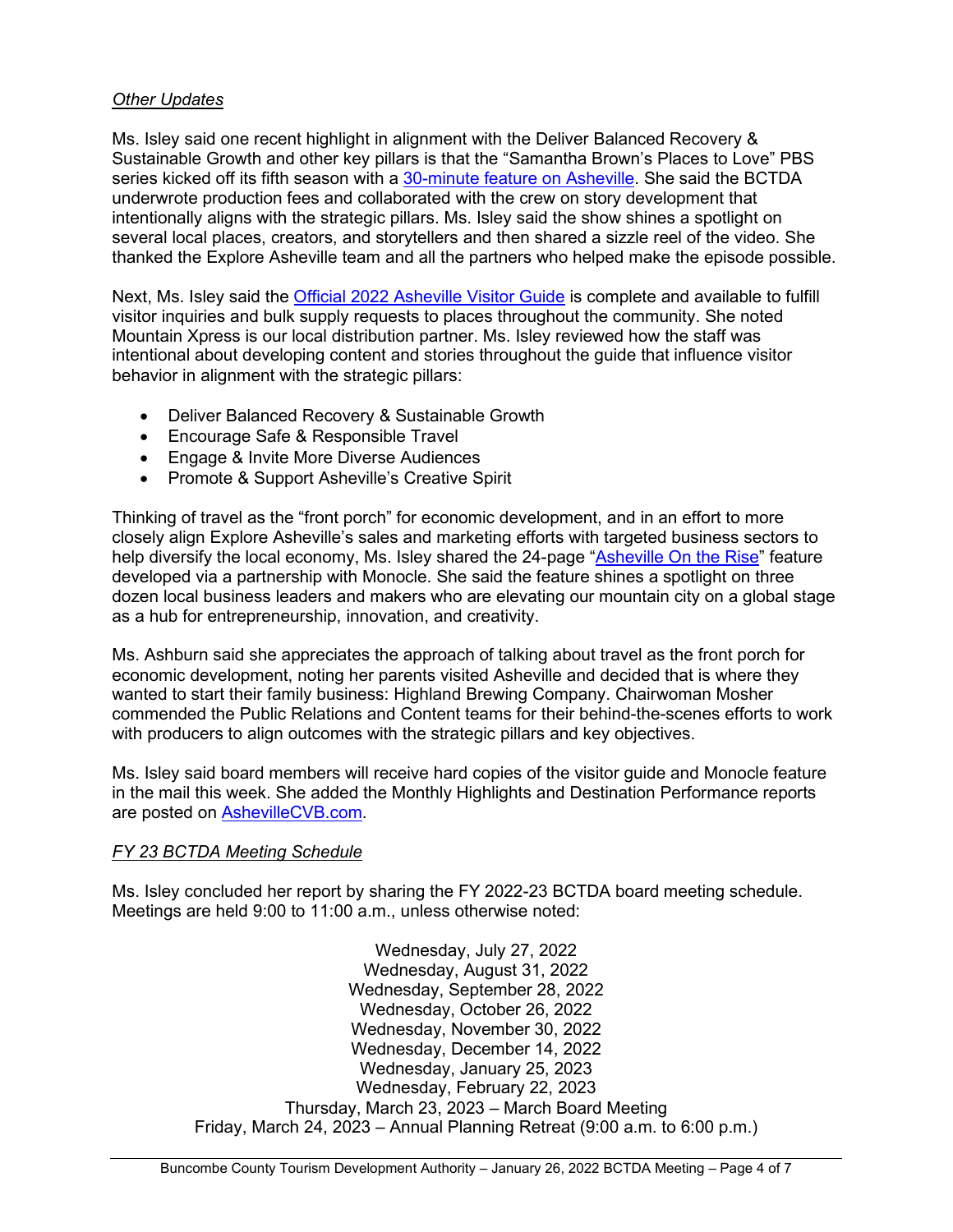*Other Updates*

Ms. Isley said one recent highlight in alignment with the Deliver Balanced Recovery & Sustainable Growth and other key pillars is that the "Samantha Brown's Places to Love" PBS series kicked off its fifth season with a 30-minute feature on Asheville. She said the BCTDA underwrote production fees and collaborated with the crew on story development that intentionally aligns with the strategic pillars. Ms. Isley said the show shines a spotlight on several local places, creators, and storytellers and then shared a sizzle reel of the video. She thanked the Explore Asheville team and all the partners who helped make the episode possible.

Next, Ms. Isley said the Official 2022 Asheville Visitor Guide is complete and available to fulfill visitor inquiries and bulk supply requests to places throughout the community. She noted Mountain Xpress is our local distribution partner. Ms. Isley reviewed how the staff was intentional about developing content and stories throughout the guide that influence visitor behavior in alignment with the strategic pillars:

- Deliver Balanced Recovery & Sustainable Growth
- Encourage Safe & Responsible Travel
- Engage & Invite More Diverse Audiences
- Promote & Support Asheville's Creative Spirit

Thinking of travel as the "front porch" for economic development, and in an effort to more closely align Explore Asheville's sales and marketing efforts with targeted business sectors to help diversify the local economy, Ms. Isley shared the 24-page "Asheville On the Rise" feature developed via a partnership with Monocle. She said the feature shines a spotlight on three dozen local business leaders and makers who are elevating our mountain city on a global stage as a hub for entrepreneurship, innovation, and creativity.

Ms. Ashburn said she appreciates the approach of talking about travel as the front porch for economic development, noting her parents visited Asheville and decided that is where they wanted to start their family business: Highland Brewing Company. Chairwoman Mosher commended the Public Relations and Content teams for their behind-the-scenes efforts to work with producers to align outcomes with the strategic pillars and key objectives.

Ms. Isley said board members will receive hard copies of the visitor guide and Monocle feature in the mail this week. She added the Monthly Highlights and Destination Performance reports are posted on AshevilleCVB.com.

*FY 23 BCTDA Meeting Schedule*

Ms. Isley concluded her report by sharing the FY 2022-23 BCTDA board meeting schedule. Meetings are held 9:00 to 11:00 a.m., unless otherwise noted:

Wednesday, July 27, 2022
Wednesday, August 31, 2022
Wednesday, September 28, 2022
Wednesday, October 26, 2022
Wednesday, November 30, 2022
Wednesday, December 14, 2022
Wednesday, January 25, 2023
Wednesday, February 22, 2023
Thursday, March 23, 2023 – March Board Meeting
Friday, March 24, 2023 – Annual Planning Retreat (9:00 a.m. to 6:00 p.m.)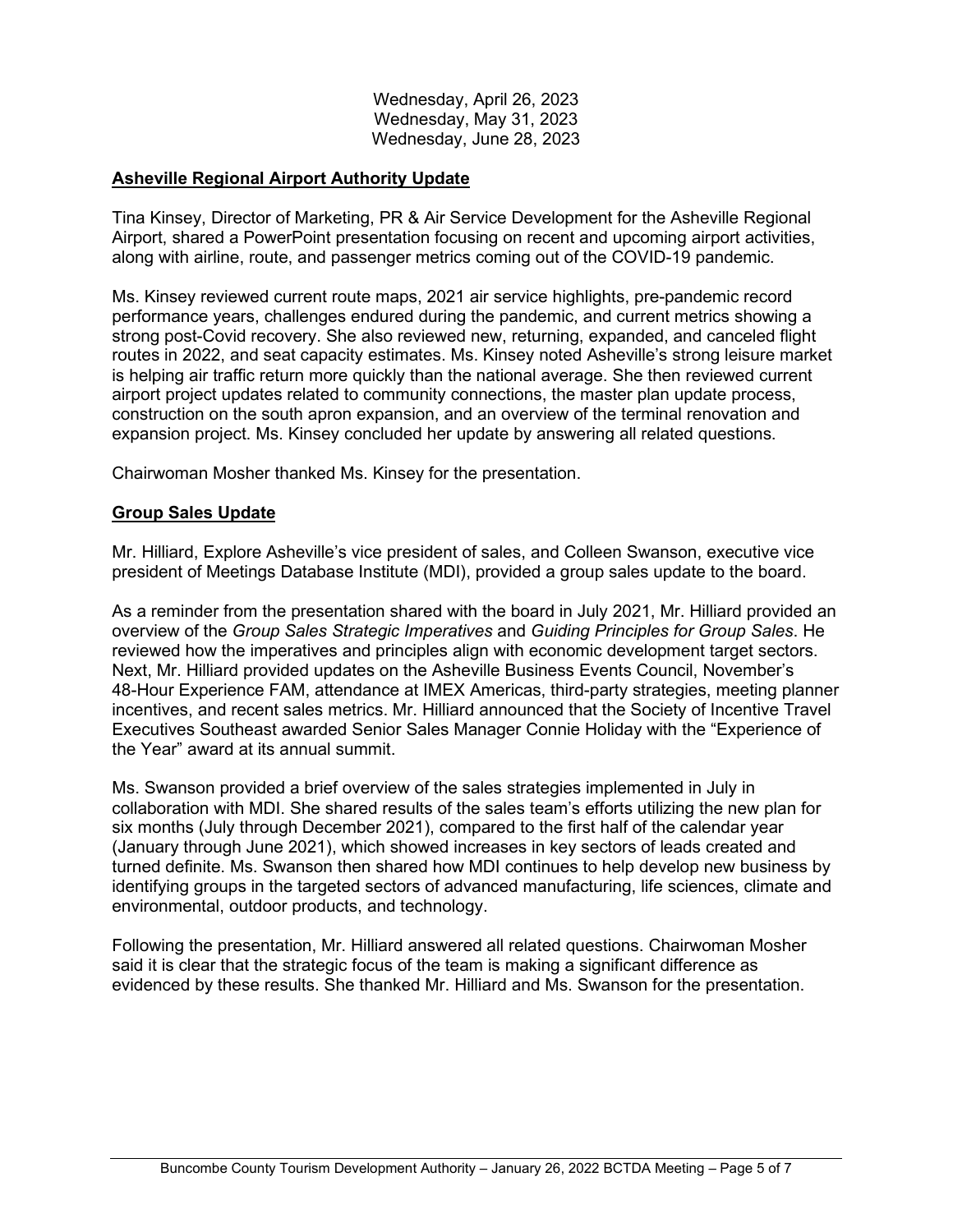Wednesday, April 26, 2023
Wednesday, May 31, 2023
Wednesday, June 28, 2023

## Asheville Regional Airport Authority Update

Tina Kinsey, Director of Marketing, PR & Air Service Development for the Asheville Regional Airport, shared a PowerPoint presentation focusing on recent and upcoming airport activities, along with airline, route, and passenger metrics coming out of the COVID-19 pandemic.

Ms. Kinsey reviewed current route maps, 2021 air service highlights, pre-pandemic record performance years, challenges endured during the pandemic, and current metrics showing a strong post-Covid recovery. She also reviewed new, returning, expanded, and canceled flight routes in 2022, and seat capacity estimates. Ms. Kinsey noted Asheville's strong leisure market is helping air traffic return more quickly than the national average. She then reviewed current airport project updates related to community connections, the master plan update process, construction on the south apron expansion, and an overview of the terminal renovation and expansion project. Ms. Kinsey concluded her update by answering all related questions.

Chairwoman Mosher thanked Ms. Kinsey for the presentation.

## Group Sales Update

Mr. Hilliard, Explore Asheville's vice president of sales, and Colleen Swanson, executive vice president of Meetings Database Institute (MDI), provided a group sales update to the board.

As a reminder from the presentation shared with the board in July 2021, Mr. Hilliard provided an overview of the *Group Sales Strategic Imperatives* and *Guiding Principles for Group Sales*. He reviewed how the imperatives and principles align with economic development target sectors. Next, Mr. Hilliard provided updates on the Asheville Business Events Council, November's 48-Hour Experience FAM, attendance at IMEX Americas, third-party strategies, meeting planner incentives, and recent sales metrics. Mr. Hilliard announced that the Society of Incentive Travel Executives Southeast awarded Senior Sales Manager Connie Holiday with the "Experience of the Year" award at its annual summit.

Ms. Swanson provided a brief overview of the sales strategies implemented in July in collaboration with MDI. She shared results of the sales team's efforts utilizing the new plan for six months (July through December 2021), compared to the first half of the calendar year (January through June 2021), which showed increases in key sectors of leads created and turned definite. Ms. Swanson then shared how MDI continues to help develop new business by identifying groups in the targeted sectors of advanced manufacturing, life sciences, climate and environmental, outdoor products, and technology.

Following the presentation, Mr. Hilliard answered all related questions. Chairwoman Mosher said it is clear that the strategic focus of the team is making a significant difference as evidenced by these results. She thanked Mr. Hilliard and Ms. Swanson for the presentation.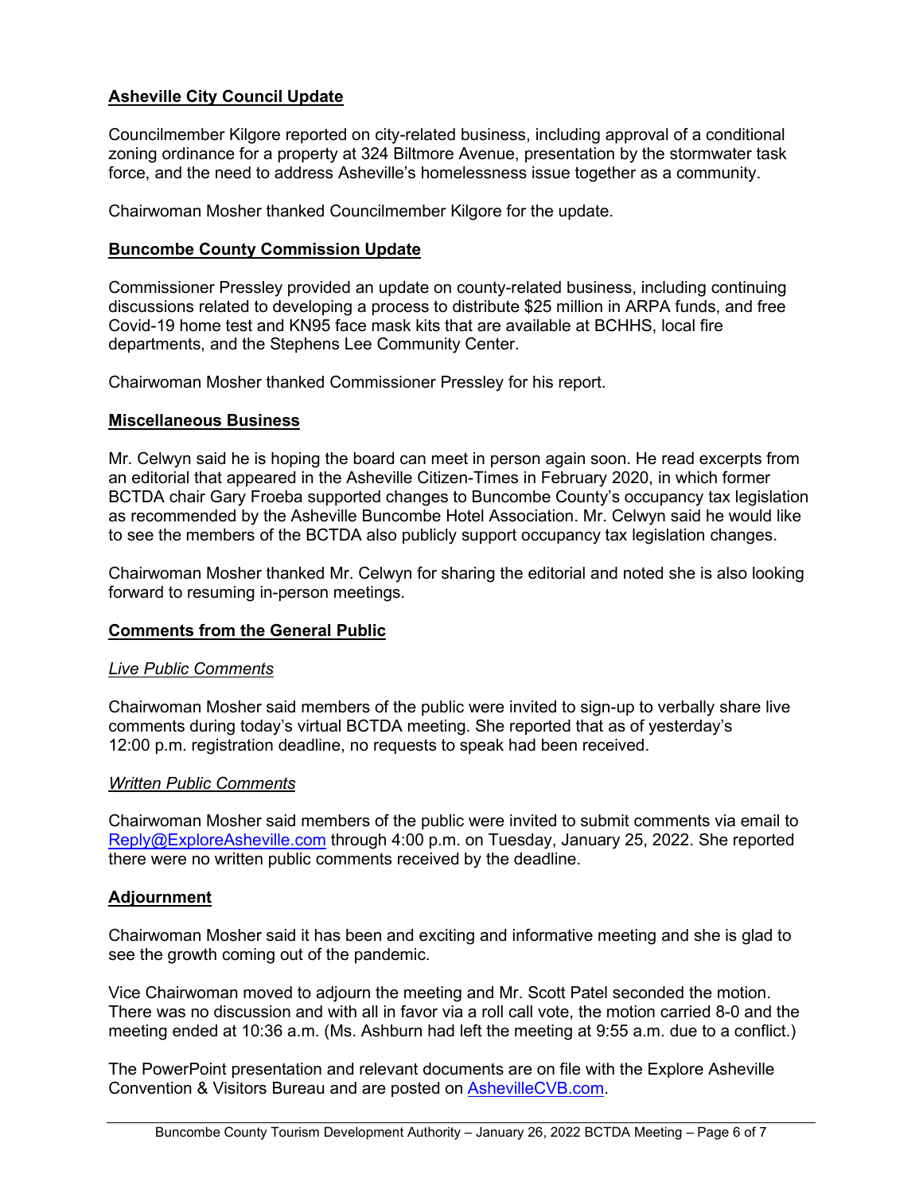## **Asheville City Council Update**

Councilmember Kilgore reported on city-related business, including approval of a conditional zoning ordinance for a property at 324 Biltmore Avenue, presentation by the stormwater task force, and the need to address Asheville's homelessness issue together as a community.

Chairwoman Mosher thanked Councilmember Kilgore for the update.

## **Buncombe County Commission Update**

Commissioner Pressley provided an update on county-related business, including continuing discussions related to developing a process to distribute $25 million in ARPA funds, and free Covid-19 home test and KN95 face mask kits that are available at BCHHS, local fire departments, and the Stephens Lee Community Center.

Chairwoman Mosher thanked Commissioner Pressley for his report.

## **Miscellaneous Business**

Mr. Celwyn said he is hoping the board can meet in person again soon. He read excerpts from an editorial that appeared in the Asheville Citizen-Times in February 2020, in which former BCTDA chair Gary Froeba supported changes to Buncombe County's occupancy tax legislation as recommended by the Asheville Buncombe Hotel Association. Mr. Celwyn said he would like to see the members of the BCTDA also publicly support occupancy tax legislation changes.

Chairwoman Mosher thanked Mr. Celwyn for sharing the editorial and noted she is also looking forward to resuming in-person meetings.

## **Comments from the General Public**

### *Live Public Comments*

Chairwoman Mosher said members of the public were invited to sign-up to verbally share live comments during today's virtual BCTDA meeting. She reported that as of yesterday's 12:00 p.m. registration deadline, no requests to speak had been received.

### *Written Public Comments*

Chairwoman Mosher said members of the public were invited to submit comments via email to Reply@ExploreAsheville.com through 4:00 p.m. on Tuesday, January 25, 2022. She reported there were no written public comments received by the deadline.

## **Adjournment**

Chairwoman Mosher said it has been and exciting and informative meeting and she is glad to see the growth coming out of the pandemic.

Vice Chairwoman moved to adjourn the meeting and Mr. Scott Patel seconded the motion. There was no discussion and with all in favor via a roll call vote, the motion carried 8-0 and the meeting ended at 10:36 a.m. (Ms. Ashburn had left the meeting at 9:55 a.m. due to a conflict.)

The PowerPoint presentation and relevant documents are on file with the Explore Asheville Convention & Visitors Bureau and are posted on AshevilleCVB.com.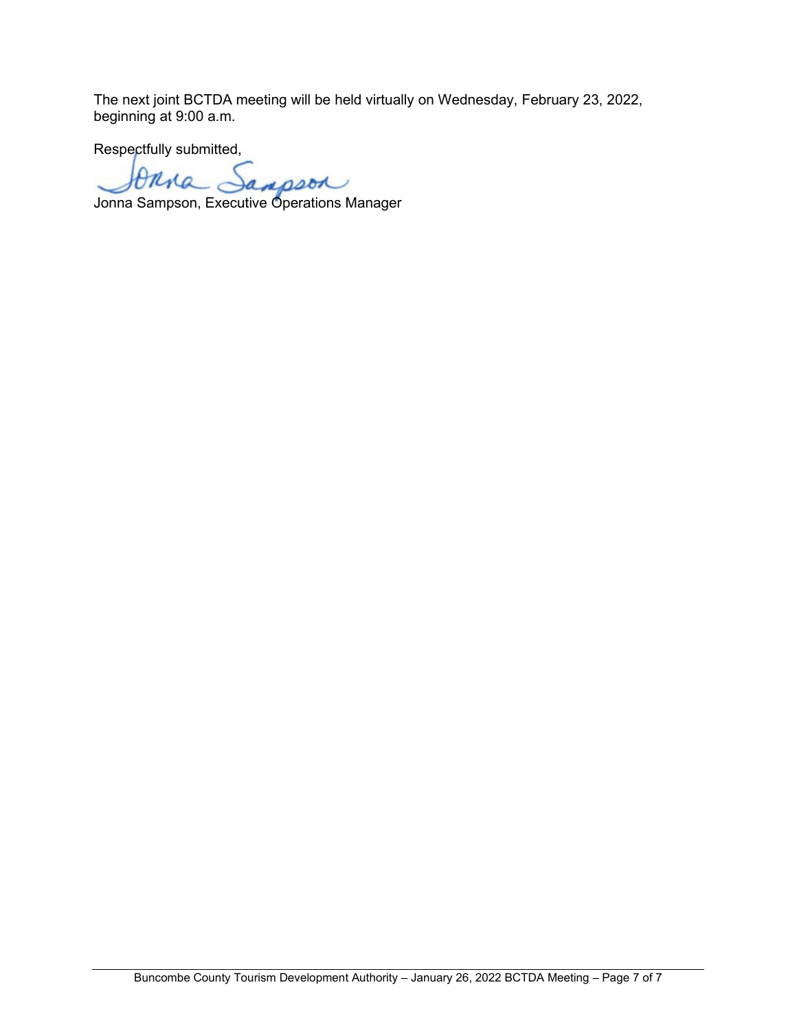The next joint BCTDA meeting will be held virtually on Wednesday, February 23, 2022, beginning at 9:00 a.m.

Respectfully submitted,

Jonna Sampson, Executive Operations Manager